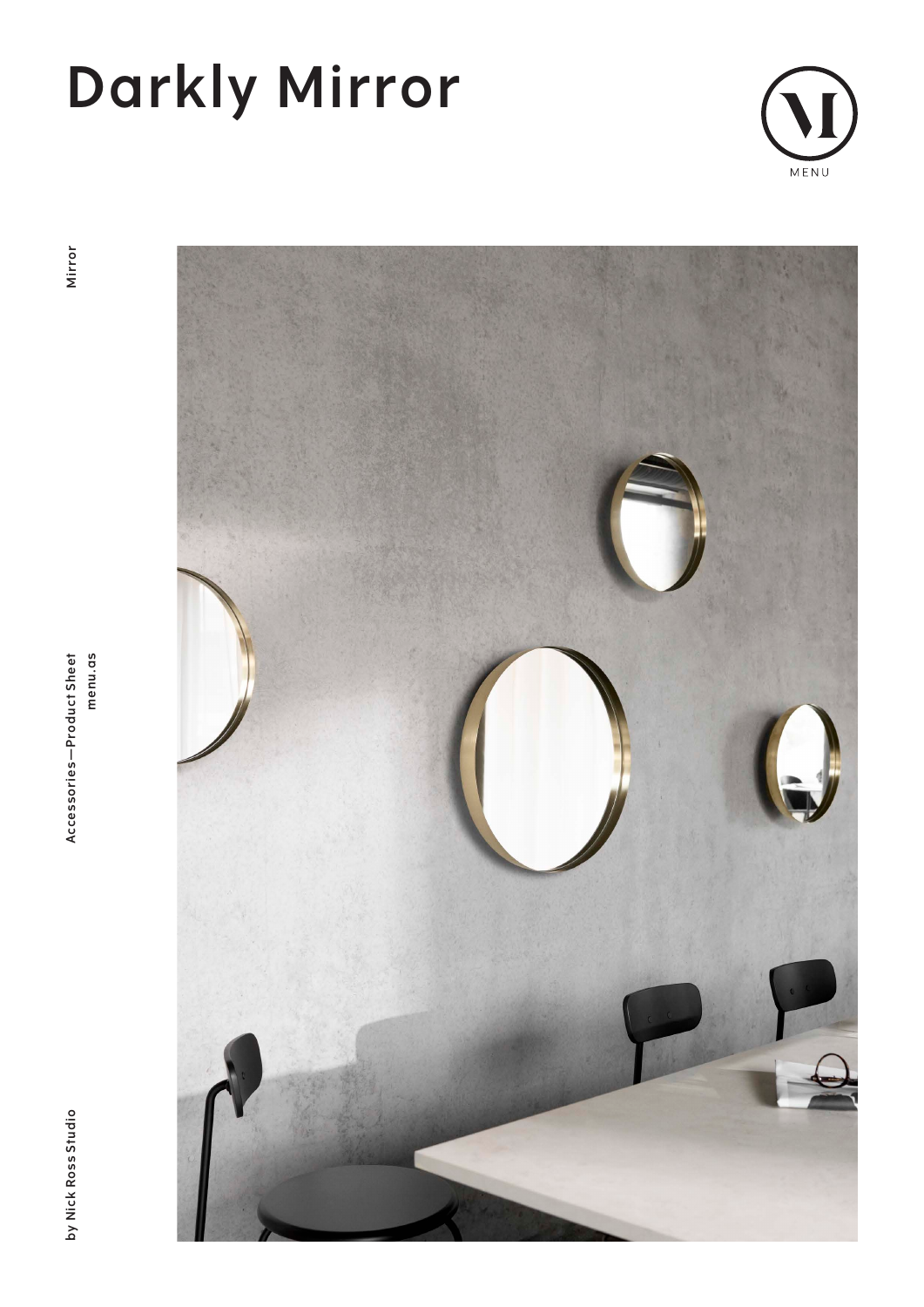# Darkly Mirror

MENU

Mirror

Accessories—Product Sheet
menu.as

by Nick Ross Studio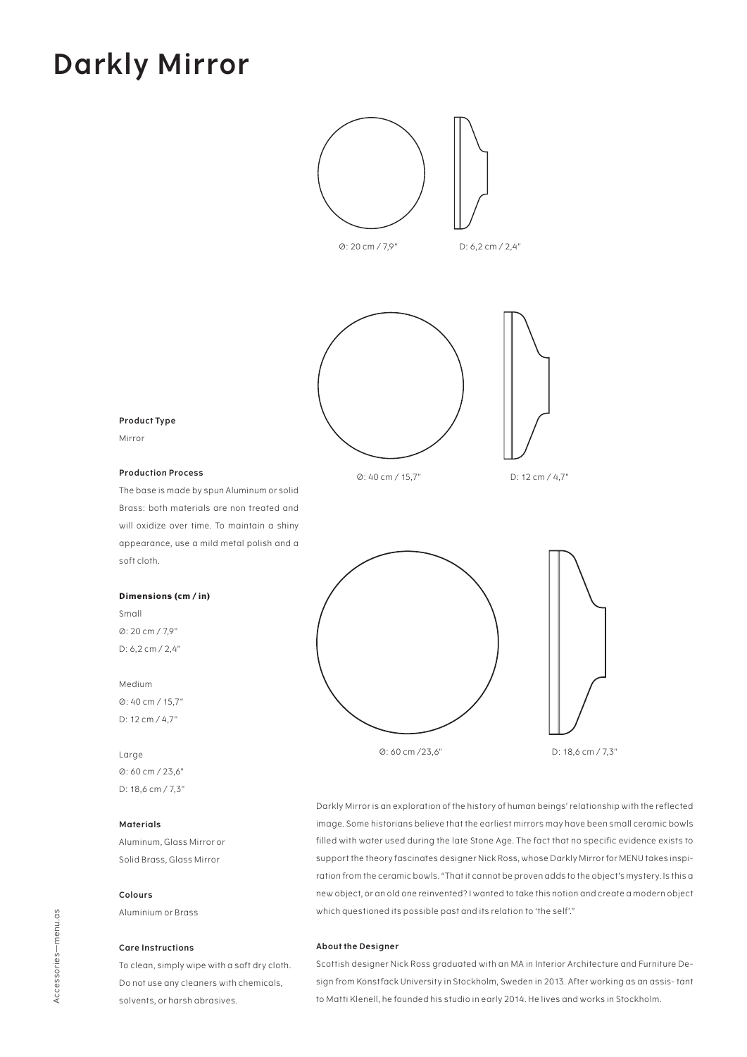# Darkly Mirror

Ø: 20 cm / 7,9"

D: 6,2 cm / 2,4"

Ø: 40 cm / 15,7"

D: 12 cm / 4,7"

Ø: 60 cm /23,6"

D: 18,6 cm / 7,3"

**Product Type**

Mirror

**Production Process**

The base is made by spun Aluminum or solid Brass: both materials are non treated and will oxidize over time. To maintain a shiny appearance, use a mild metal polish and a soft cloth.

**Dimensions (cm / in)**

Small
Ø: 20 cm / 7,9"
D: 6,2 cm / 2,4"

Medium
Ø: 40 cm / 15,7"
D: 12 cm / 4,7"

Large
Ø: 60 cm / 23,6"
D: 18,6 cm / 7,3"

**Materials**

Aluminum, Glass Mirror or
Solid Brass, Glass Mirror

**Colours**

Aluminium or Brass

**Care Instructions**

To clean, simply wipe with a soft dry cloth. Do not use any cleaners with chemicals, solvents, or harsh abrasives.

Darkly Mirror is an exploration of the history of human beings' relationship with the reflected image. Some historians believe that the earliest mirrors may have been small ceramic bowls filled with water used during the late Stone Age. The fact that no specific evidence exists to support the theory fascinates designer Nick Ross, whose Darkly Mirror for MENU takes inspiration from the ceramic bowls. "That it cannot be proven adds to the object's mystery. Is this a new object, or an old one reinvented? I wanted to take this notion and create a modern object which questioned its possible past and its relation to 'the self'."

**About the Designer**

Scottish designer Nick Ross graduated with an MA in Interior Architecture and Furniture Design from Konstfack University in Stockholm, Sweden in 2013. After working as an assis- tant to Matti Klenell, he founded his studio in early 2014. He lives and works in Stockholm.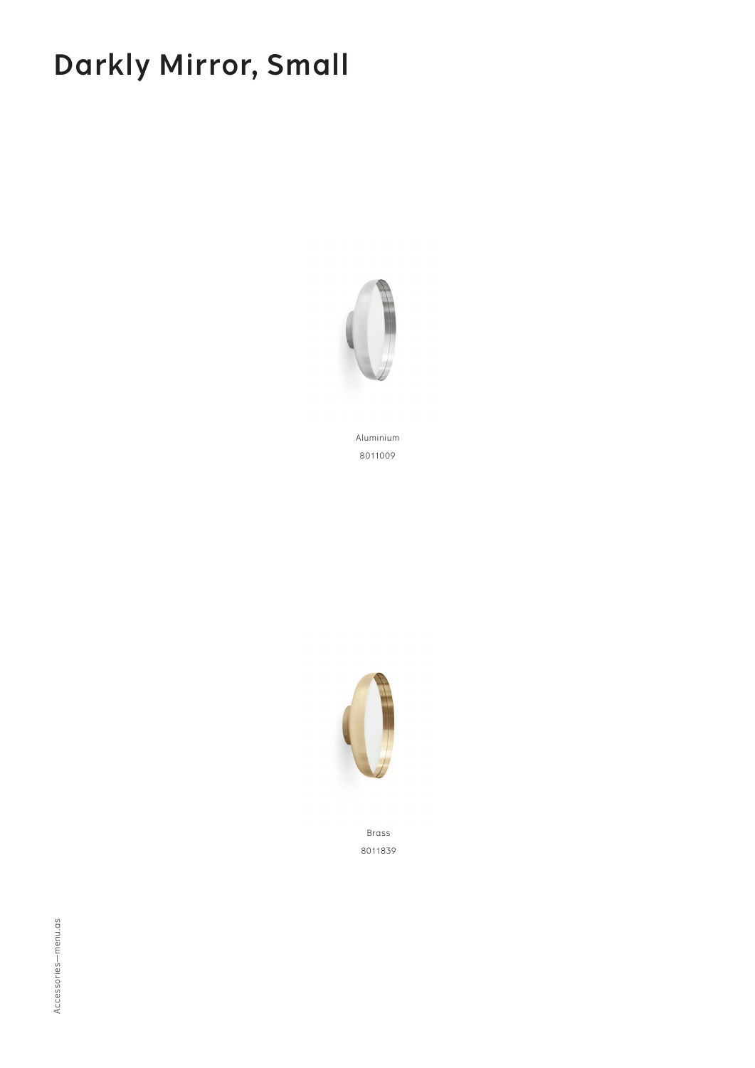# Darkly Mirror, Small

Aluminium
8011009

Brass
8011839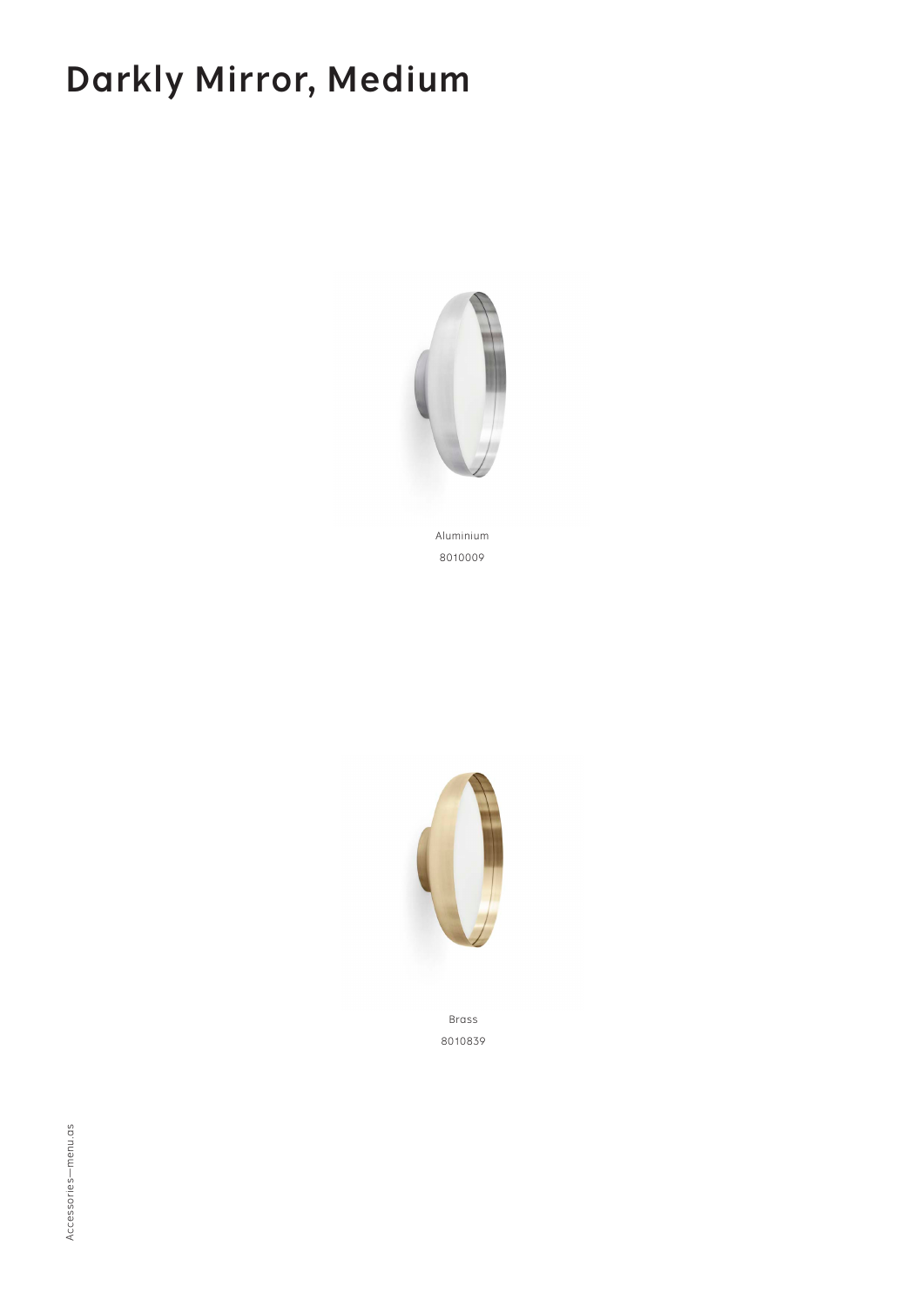# Darkly Mirror, Medium

Aluminium
8010009

Brass
8010839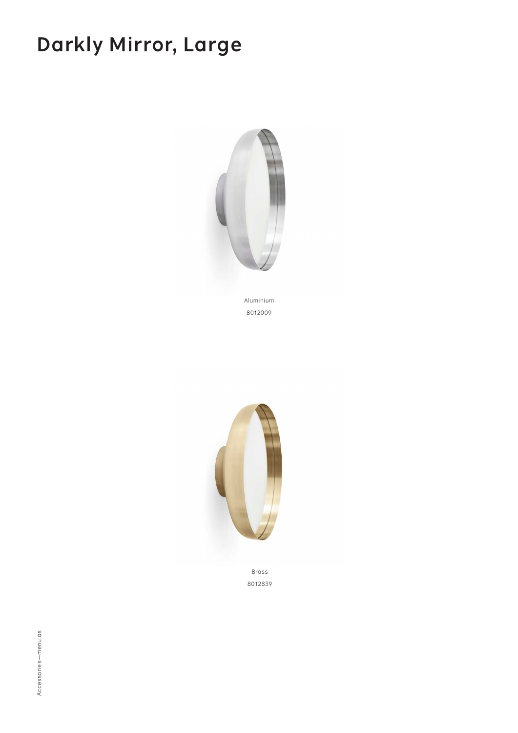# Darkly Mirror, Large

Aluminium
8012009

Brass
8012839